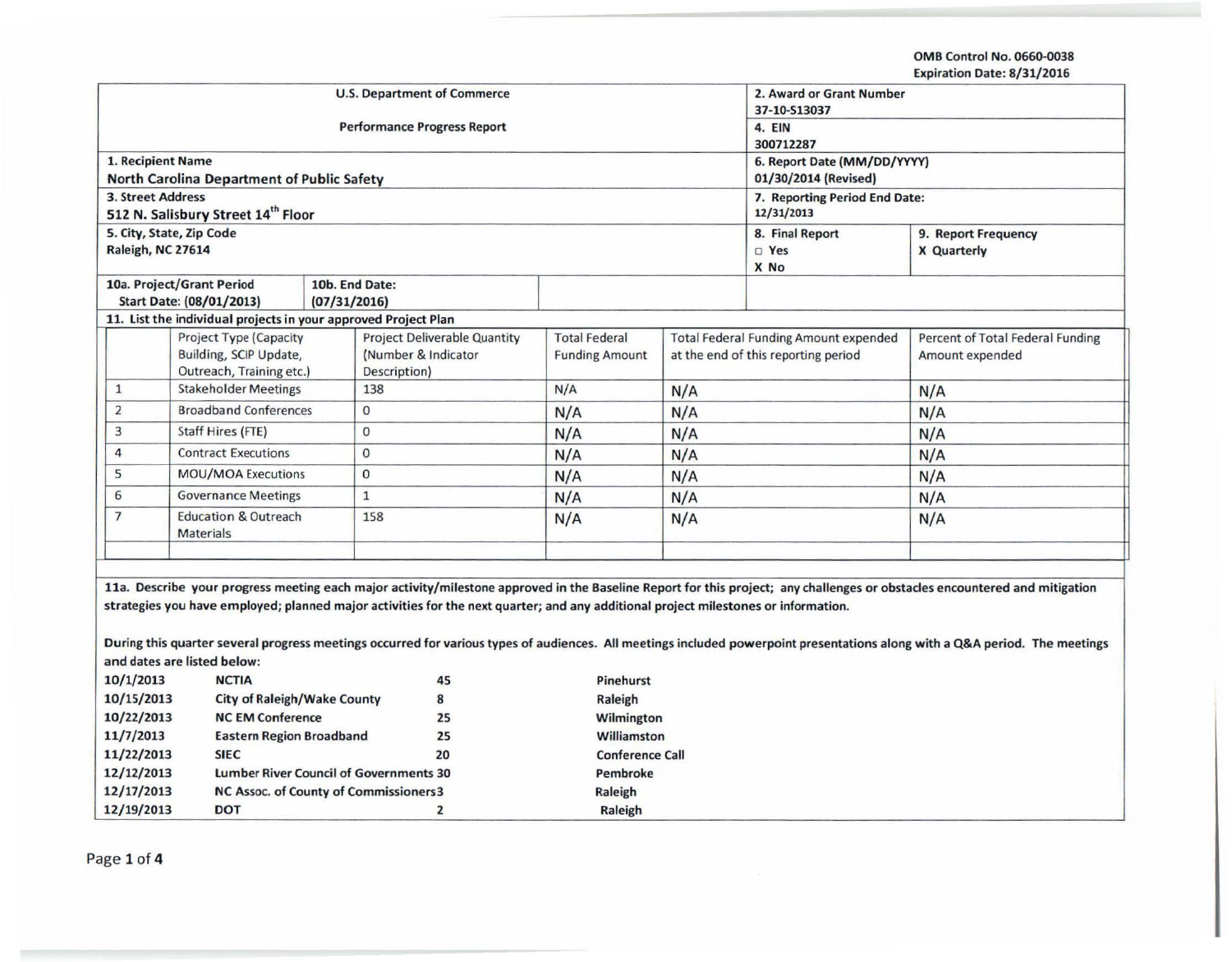OMB Control No. 0660-0038
Expiration Date: 8/31/2016

| | |
|---|---|
| U.S. Department of Commerce<br><br>Performance Progress Report | 2. Award or Grant Number<br>37-10-S13037 |
| | 4. EIN<br>300712287 |
| 1. Recipient Name<br>**North Carolina Department of Public Safety** | 6. Report Date (MM/DD/YYYY)<br>01/30/2014 (Revised) |
| 3. Street Address<br>**512 N. Salisbury Street 14th Floor** | 7. Reporting Period End Date:<br>12/31/2013 |
| 5. City, State, Zip Code<br>Raleigh, NC 27614 | 8. Final Report<br>□ Yes<br>X No |
| | 9. Report Frequency<br>X Quarterly |
| 10a. Project/Grant Period<br>Start Date: (08/01/2013) | 10b. End Date:<br>(07/31/2016) |

**11. List the individual projects in your approved Project Plan**

| | Project Type (Capacity Building, SCIP Update, Outreach, Training etc.) | Project Deliverable Quantity (Number & Indicator Description) | Total Federal Funding Amount | Total Federal Funding Amount expended at the end of this reporting period | Percent of Total Federal Funding Amount expended |
|---|---|---|---|---|---|
| 1 | Stakeholder Meetings | 138 | N/A | N/A | N/A |
| 2 | Broadband Conferences | 0 | N/A | N/A | N/A |
| 3 | Staff Hires (FTE) | 0 | N/A | N/A | N/A |
| 4 | Contract Executions | 0 | N/A | N/A | N/A |
| 5 | MOU/MOA Executions | 0 | N/A | N/A | N/A |
| 6 | Governance Meetings | 1 | N/A | N/A | N/A |
| 7 | Education & Outreach Materials | 158 | N/A | N/A | N/A |
| | | | | | |

**11a. Describe your progress meeting each major activity/milestone approved in the Baseline Report for this project; any challenges or obstacles encountered and mitigation strategies you have employed; planned major activities for the next quarter; and any additional project milestones or information.**

**During this quarter several progress meetings occurred for various types of audiences. All meetings included powerpoint presentations along with a Q&A period. The meetings and dates are listed below:**

| | | | |
|---|---|---|---|
| **10/1/2013** | **NCTIA** | **45** | **Pinehurst** |
| **10/15/2013** | **City of Raleigh/Wake County** | **8** | **Raleigh** |
| **10/22/2013** | **NC EM Conference** | **25** | **Wilmington** |
| **11/7/2013** | **Eastern Region Broadband** | **25** | **Williamston** |
| **11/22/2013** | **SIEC** | **20** | **Conference Call** |
| **12/12/2013** | **Lumber River Council of Governments** | **30** | **Pembroke** |
| **12/17/2013** | **NC Assoc. of County of Commissioners** | **3** | **Raleigh** |
| **12/19/2013** | **DOT** | **2** | **Raleigh** |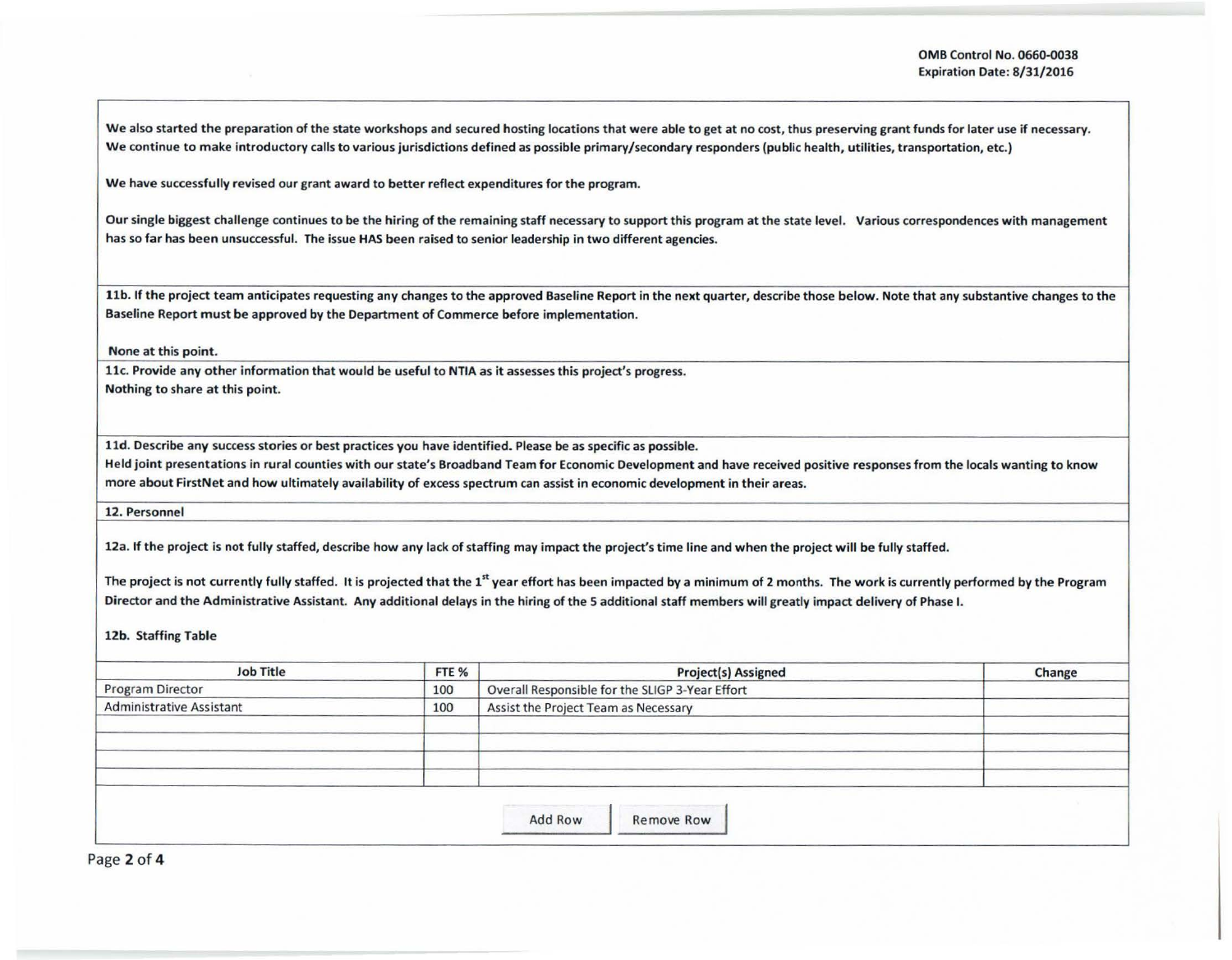We also started the preparation of the state workshops and secured hosting locations that were able to get at no cost, thus preserving grant funds for later use if necessary. We continue to make introductory calls to various jurisdictions defined as possible primary/secondary responders (public health, utilities, transportation, etc.)

We have successfully revised our grant award to better reflect expenditures for the program.

Our single biggest challenge continues to be the hiring of the remaining staff necessary to support this program at the state level. Various correspondences with management has so far has been unsuccessful. The issue HAS been raised to senior leadership in two different agencies.

**11b. If the project team anticipates requesting any changes to the approved Baseline Report in the next quarter, describe those below. Note that any substantive changes to the Baseline Report must be approved by the Department of Commerce before implementation.**

None at this point.

**11c. Provide any other information that would be useful to NTIA as it assesses this project's progress.**

Nothing to share at this point.

**11d. Describe any success stories or best practices you have identified. Please be as specific as possible.**

Held joint presentations in rural counties with our state's Broadband Team for Economic Development and have received positive responses from the locals wanting to know more about FirstNet and how ultimately availability of excess spectrum can assist in economic development in their areas.

## 12. Personnel

**12a. If the project is not fully staffed, describe how any lack of staffing may impact the project's time line and when the project will be fully staffed.**

The project is not currently fully staffed. It is projected that the 1st year effort has been impacted by a minimum of 2 months. The work is currently performed by the Program Director and the Administrative Assistant. Any additional delays in the hiring of the 5 additional staff members will greatly impact delivery of Phase I.

**12b. Staffing Table**

| Job Title | FTE % | Project(s) Assigned | Change |
|---|---|---|---|
| Program Director | 100 | Overall Responsible for the SLIGP 3-Year Effort | |
| Administrative Assistant | 100 | Assist the Project Team as Necessary | |
| | | | |
| | | | |
| | | | |
| | | | |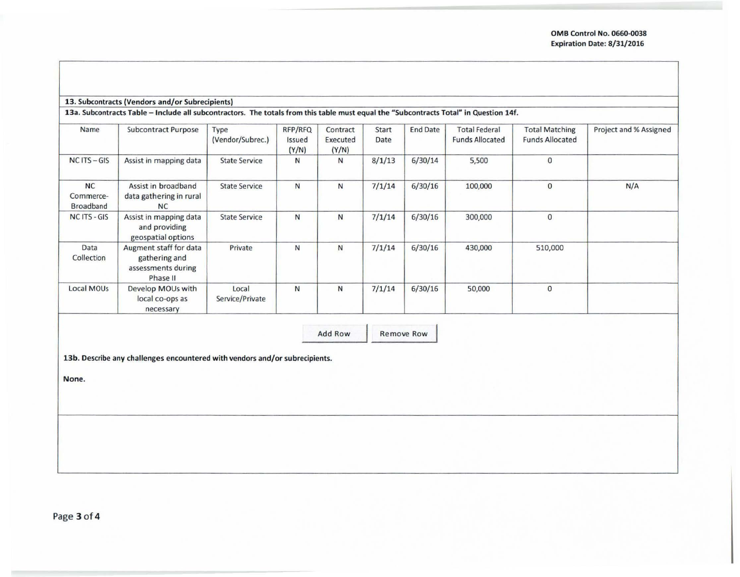### 13. Subcontracts (Vendors and/or Subrecipients)

**13a. Subcontracts Table – Include all subcontractors. The totals from this table must equal the "Subcontracts Total" in Question 14f.**

| Name | Subcontract Purpose | Type (Vendor/Subrec.) | RFP/RFQ Issued (Y/N) | Contract Executed (Y/N) | Start Date | End Date | Total Federal Funds Allocated | Total Matching Funds Allocated | Project and % Assigned |
|---|---|---|---|---|---|---|---|---|---|
| NC ITS – GIS | Assist in mapping data | State Service | N | N | 8/1/13 | 6/30/14 | 5,500 | 0 | |
| NC Commerce-Broadband | Assist in broadband data gathering in rural NC | State Service | N | N | 7/1/14 | 6/30/16 | 100,000 | 0 | N/A |
| NC ITS - GIS | Assist in mapping data and providing geospatial options | State Service | N | N | 7/1/14 | 6/30/16 | 300,000 | 0 | |
| Data Collection | Augment staff for data gathering and assessments during Phase II | Private | N | N | 7/1/14 | 6/30/16 | 430,000 | 510,000 | |
| Local MOUs | Develop MOUs with local co-ops as necessary | Local Service/Private | N | N | 7/1/14 | 6/30/16 | 50,000 | 0 | |

Add Row Remove Row

**13b. Describe any challenges encountered with vendors and/or subrecipients.**

**None.**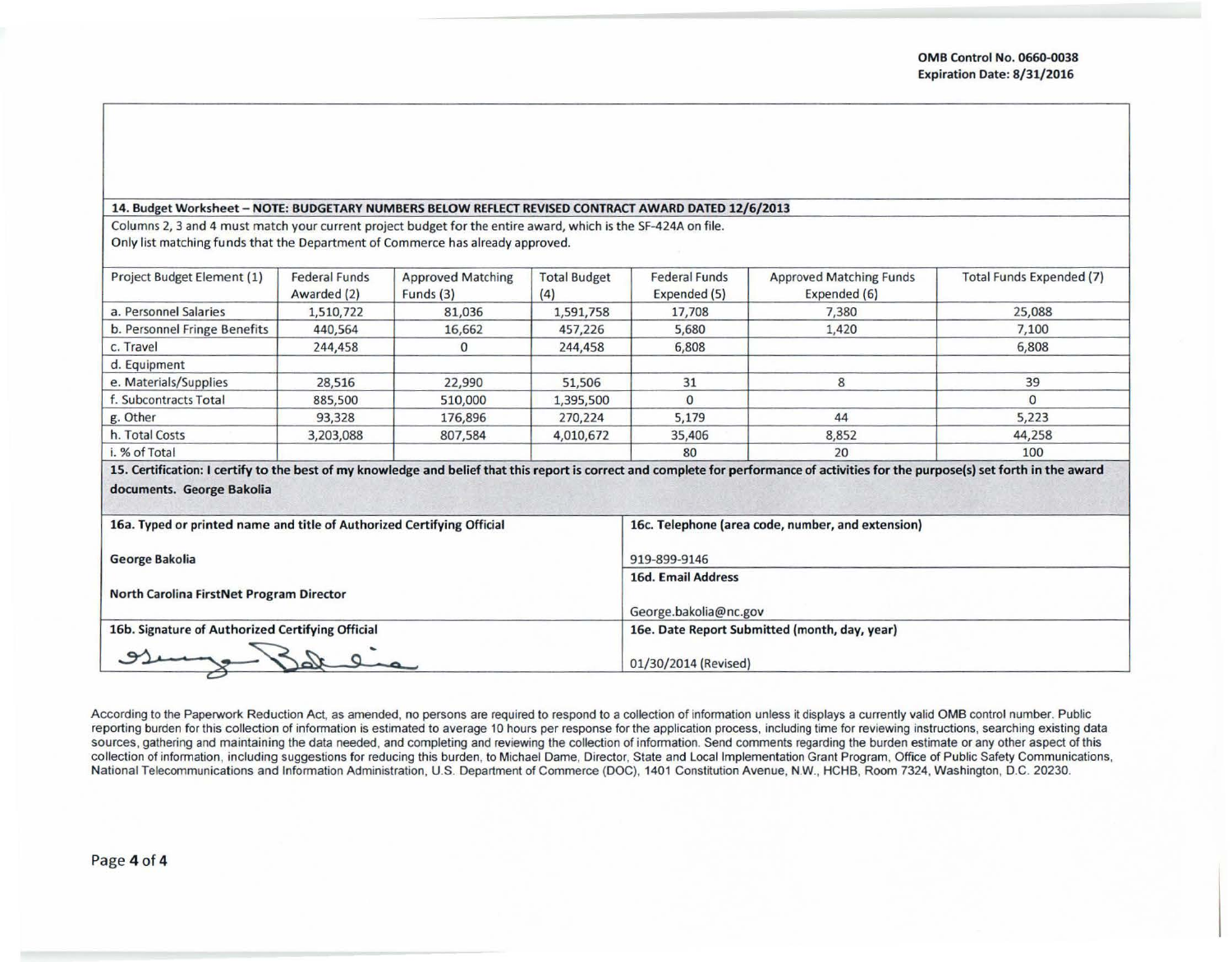OMB Control No. 0660-0038
Expiration Date: 8/31/2016

**14. Budget Worksheet – NOTE: BUDGETARY NUMBERS BELOW REFLECT REVISED CONTRACT AWARD DATED 12/6/2013**

Columns 2, 3 and 4 must match your current project budget for the entire award, which is the SF-424A on file.
Only list matching funds that the Department of Commerce has already approved.

| Project Budget Element (1) | Federal Funds Awarded (2) | Approved Matching Funds (3) | Total Budget (4) | Federal Funds Expended (5) | Approved Matching Funds Expended (6) | Total Funds Expended (7) |
|---|---|---|---|---|---|---|
| a. Personnel Salaries | 1,510,722 | 81,036 | 1,591,758 | 17,708 | 7,380 | 25,088 |
| b. Personnel Fringe Benefits | 440,564 | 16,662 | 457,226 | 5,680 | 1,420 | 7,100 |
| c. Travel | 244,458 | 0 | 244,458 | 6,808 | | 6,808 |
| d. Equipment | | | | | | |
| e. Materials/Supplies | 28,516 | 22,990 | 51,506 | 31 | 8 | 39 |
| f. Subcontracts Total | 885,500 | 510,000 | 1,395,500 | 0 | | 0 |
| g. Other | 93,328 | 176,896 | 270,224 | 5,179 | 44 | 5,223 |
| h. Total Costs | 3,203,088 | 807,584 | 4,010,672 | 35,406 | 8,852 | 44,258 |
| i. % of Total | | | | 80 | 20 | 100 |

**15. Certification: I certify to the best of my knowledge and belief that this report is correct and complete for performance of activities for the purpose(s) set forth in the award documents. George Bakolia**

| | |
|---|---|
| **16a. Typed or printed name and title of Authorized Certifying Official**<br><br>**George Bakolia**<br><br>**North Carolina FirstNet Program Director** | **16c. Telephone (area code, number, and extension)**<br><br>919-899-9146<br><br>**16d. Email Address**<br><br>George.bakolia@nc.gov |
| **16b. Signature of Authorized Certifying Official**<br><br>George Bakolia | **16e. Date Report Submitted (month, day, year)**<br><br>01/30/2014 (Revised) |

According to the Paperwork Reduction Act, as amended, no persons are required to respond to a collection of information unless it displays a currently valid OMB control number. Public reporting burden for this collection of information is estimated to average 10 hours per response for the application process, including time for reviewing instructions, searching existing data sources, gathering and maintaining the data needed, and completing and reviewing the collection of information. Send comments regarding the burden estimate or any other aspect of this collection of information, including suggestions for reducing this burden, to Michael Dame, Director, State and Local Implementation Grant Program, Office of Public Safety Communications, National Telecommunications and Information Administration, U.S. Department of Commerce (DOC), 1401 Constitution Avenue, N.W., HCHB, Room 7324, Washington, D.C. 20230.